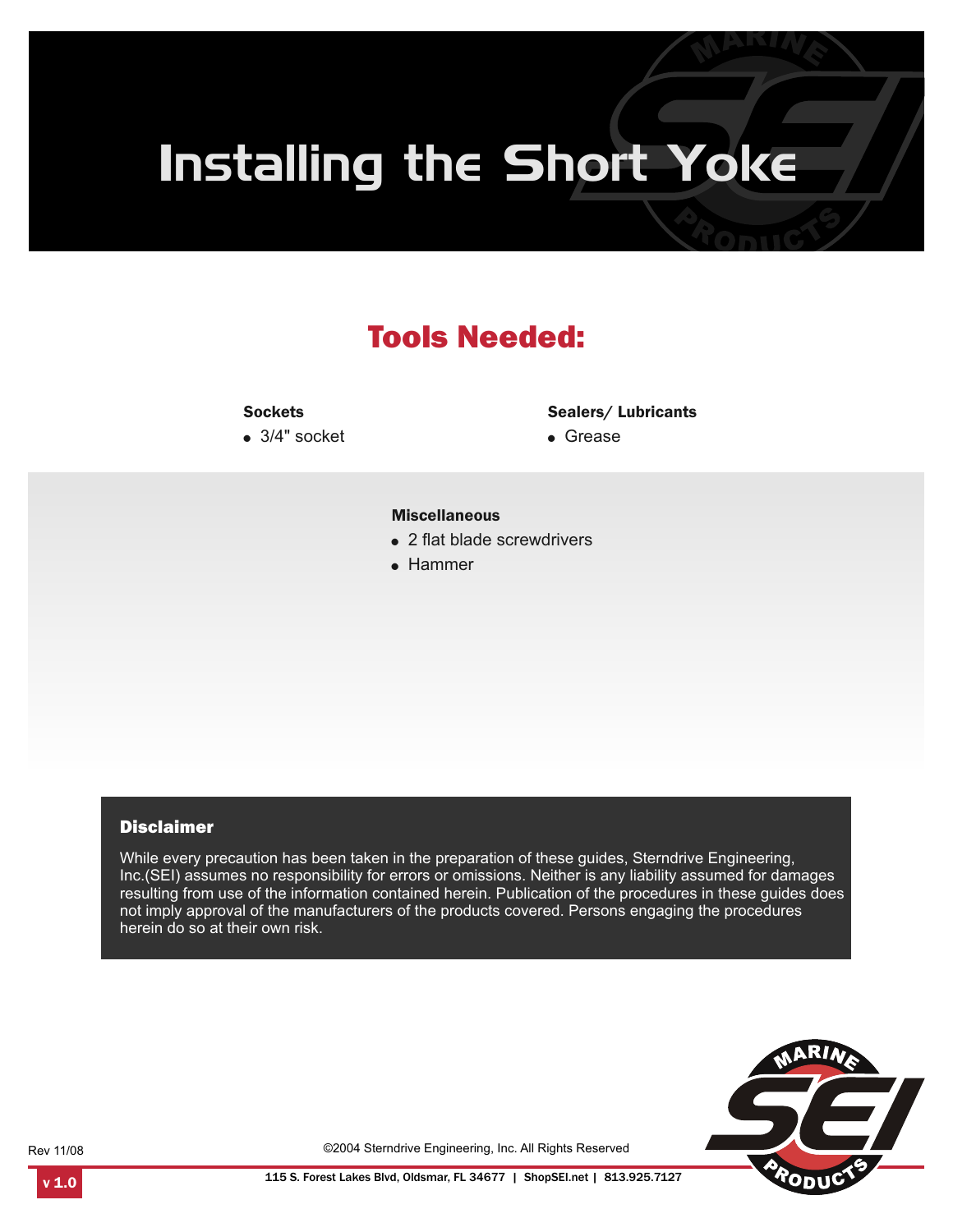# Installing the Short Yoke

## Tools Needed:

**Sockets**

- 3/4" socket

**Sealers/ Lubricants**

- Grease

**Miscellaneous**

- 2 flat blade screwdrivers
- Hammer

### Disclaimer

While every precaution has been taken in the preparation of these guides, Sterndrive Engineering, Inc.(SEI) assumes no responsibility for errors or omissions. Neither is any liability assumed for damages resulting from use of the information contained herein. Publication of the procedures in these guides does not imply approval of the manufacturers of the products covered. Persons engaging the procedures herein do so at their own risk.

Rev 11/08

©2004 Sterndrive Engineering, Inc. All Rights Reserved

v 1.0

115 S. Forest Lakes Blvd, Oldsmar, FL 34677 | ShopSEI.net | 813.925.7127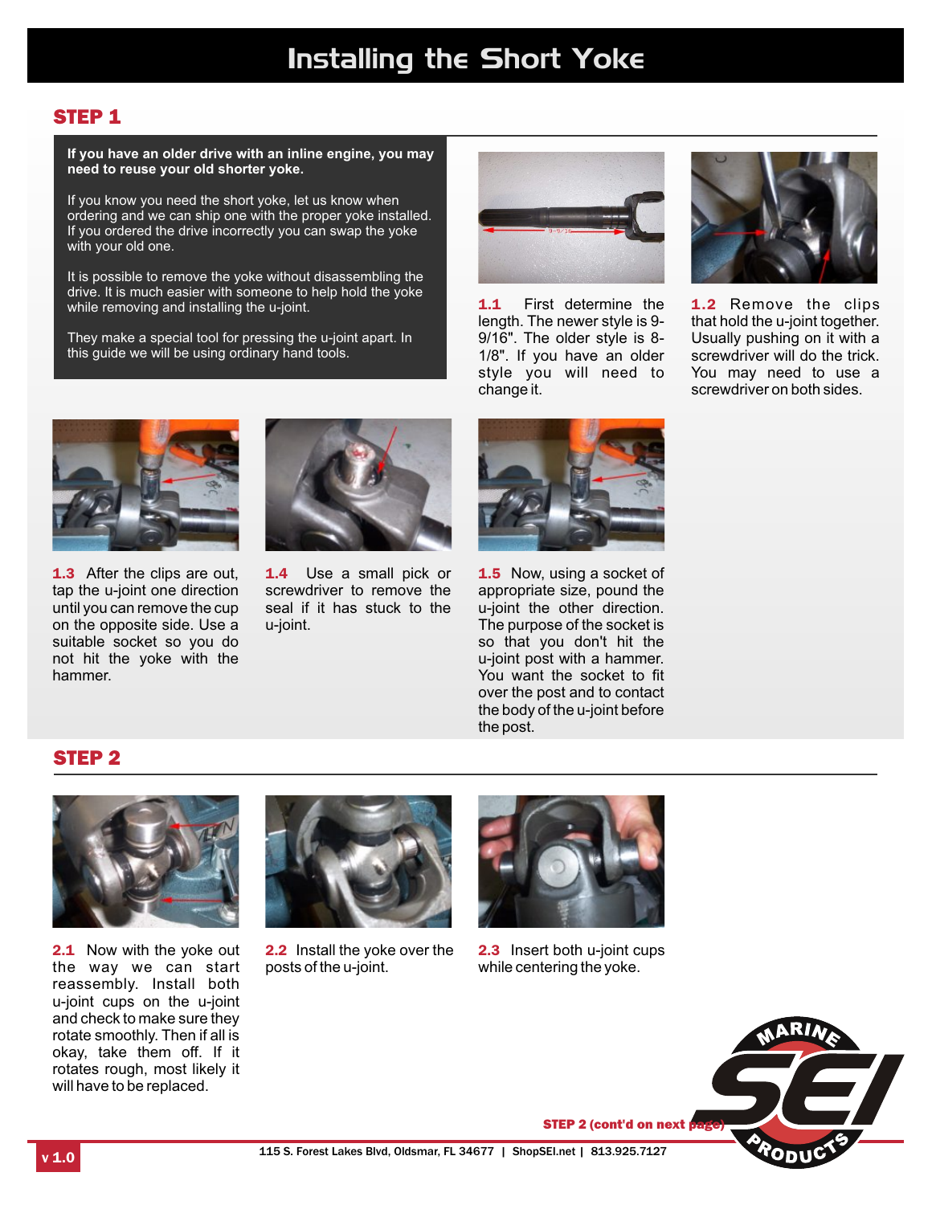# Installing the Short Yoke

## STEP 1

**If you have an older drive with an inline engine, you may need to reuse your old shorter yoke.**

If you know you need the short yoke, let us know when ordering and we can ship one with the proper yoke installed. If you ordered the drive incorrectly you can swap the yoke with your old one.

It is possible to remove the yoke without disassembling the drive. It is much easier with someone to help hold the yoke while removing and installing the u-joint.

They make a special tool for pressing the u-joint apart. In this guide we will be using ordinary hand tools.

**1.1** First determine the length. The newer style is 9-9/16". The older style is 8-1/8". If you have an older style you will need to change it.

**1.2** Remove the clips that hold the u-joint together. Usually pushing on it with a screwdriver will do the trick. You may need to use a screwdriver on both sides.

**1.3** After the clips are out, tap the u-joint one direction until you can remove the cup on the opposite side. Use a suitable socket so you do not hit the yoke with the hammer.

**1.4** Use a small pick or screwdriver to remove the seal if it has stuck to the u-joint.

**1.5** Now, using a socket of appropriate size, pound the u-joint the other direction. The purpose of the socket is so that you don't hit the u-joint post with a hammer. You want the socket to fit over the post and to contact the body of the u-joint before the post.

## STEP 2

**2.1** Now with the yoke out the way we can start reassembly. Install both u-joint cups on the u-joint and check to make sure they rotate smoothly. Then if all is okay, take them off. If it rotates rough, most likely it will have to be replaced.

**2.2** Install the yoke over the posts of the u-joint.

**2.3** Insert both u-joint cups while centering the yoke.

**STEP 2 (cont'd on next page)**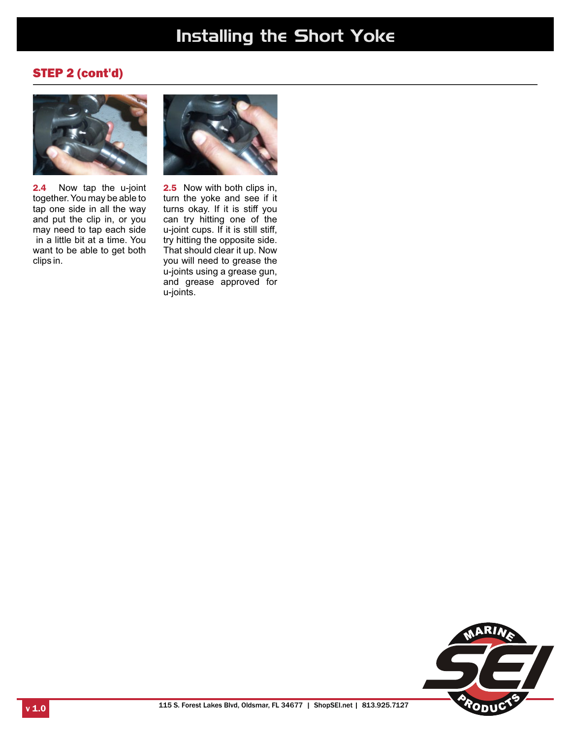# Installing the Short Yoke

## STEP 2 (cont'd)

**2.4** Now tap the u-joint together. You may be able to tap one side in all the way and put the clip in, or you may need to tap each side in a little bit at a time. You want to be able to get both clips in.

**2.5** Now with both clips in, turn the yoke and see if it turns okay. If it is stiff you can try hitting one of the u-joint cups. If it is still stiff, try hitting the opposite side. That should clear it up. Now you will need to grease the u-joints using a grease gun, and grease approved for u-joints.